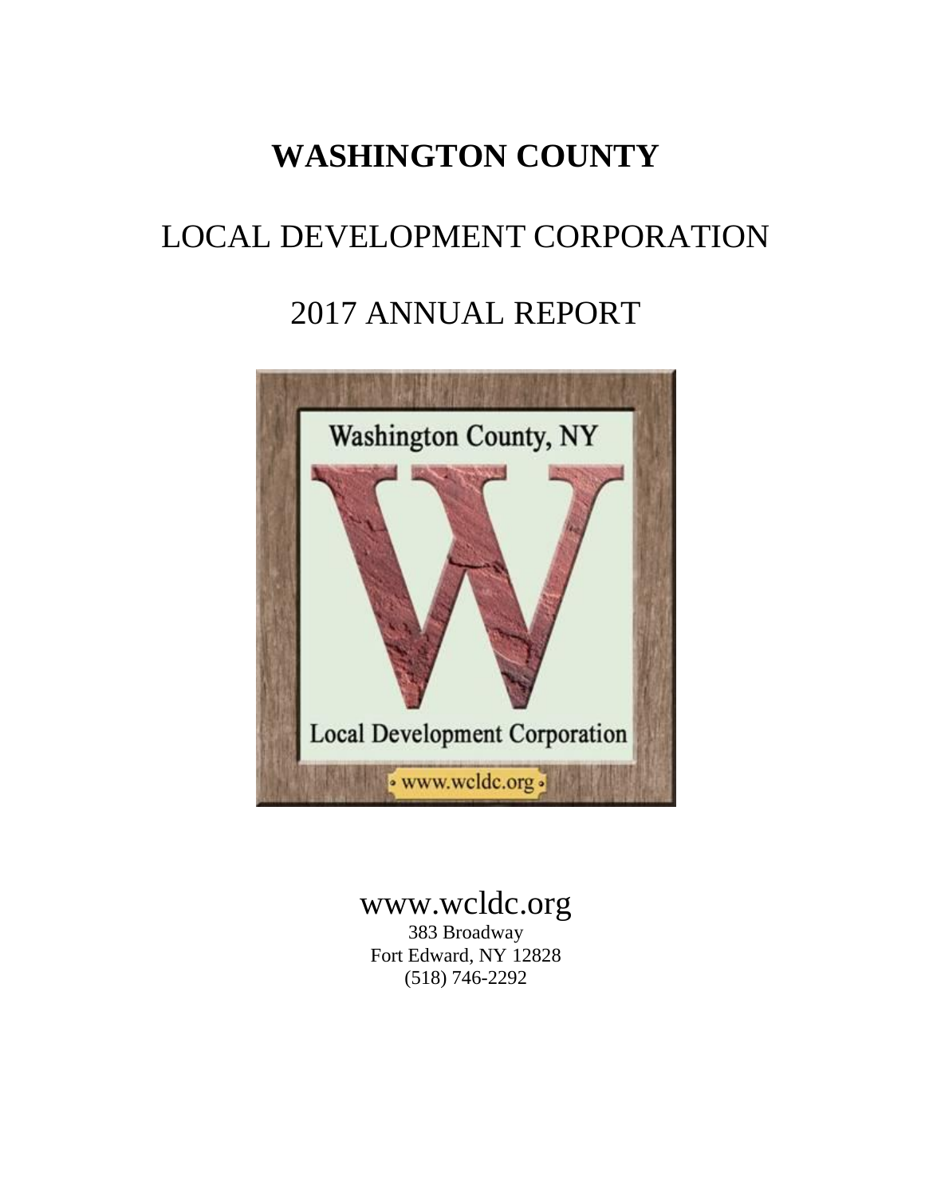# WASHINGTON COUNTY

# LOCAL DEVELOPMENT CORPORATION

# 2017 ANNUAL REPORT

www.wcldc.org

383 Broadway
Fort Edward, NY 12828
(518) 746-2292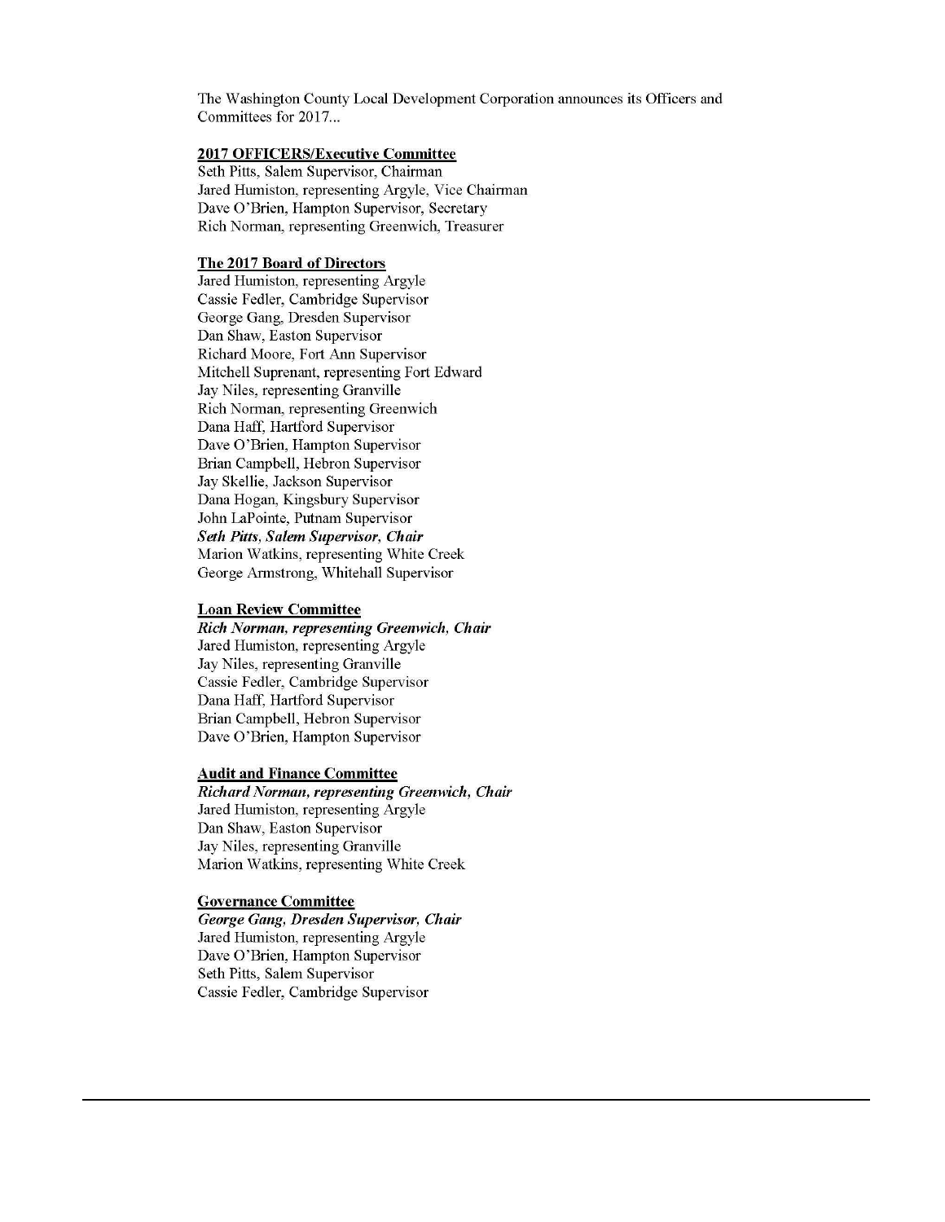The Washington County Local Development Corporation announces its Officers and Committees for 2017...

**2017 OFFICERS/Executive Committee**

Seth Pitts, Salem Supervisor, Chairman
Jared Humiston, representing Argyle, Vice Chairman
Dave O'Brien, Hampton Supervisor, Secretary
Rich Norman, representing Greenwich, Treasurer

**The 2017 Board of Directors**

Jared Humiston, representing Argyle
Cassie Fedler, Cambridge Supervisor
George Gang, Dresden Supervisor
Dan Shaw, Easton Supervisor
Richard Moore, Fort Ann Supervisor
Mitchell Suprenant, representing Fort Edward
Jay Niles, representing Granville
Rich Norman, representing Greenwich
Dana Haff, Hartford Supervisor
Dave O'Brien, Hampton Supervisor
Brian Campbell, Hebron Supervisor
Jay Skellie, Jackson Supervisor
Dana Hogan, Kingsbury Supervisor
John LaPointe, Putnam Supervisor
***Seth Pitts, Salem Supervisor, Chair***
Marion Watkins, representing White Creek
George Armstrong, Whitehall Supervisor

**Loan Review Committee**

***Rich Norman, representing Greenwich, Chair***
Jared Humiston, representing Argyle
Jay Niles, representing Granville
Cassie Fedler, Cambridge Supervisor
Dana Haff, Hartford Supervisor
Brian Campbell, Hebron Supervisor
Dave O'Brien, Hampton Supervisor

**Audit and Finance Committee**

***Richard Norman, representing Greenwich, Chair***
Jared Humiston, representing Argyle
Dan Shaw, Easton Supervisor
Jay Niles, representing Granville
Marion Watkins, representing White Creek

**Governance Committee**

***George Gang, Dresden Supervisor, Chair***
Jared Humiston, representing Argyle
Dave O'Brien, Hampton Supervisor
Seth Pitts, Salem Supervisor
Cassie Fedler, Cambridge Supervisor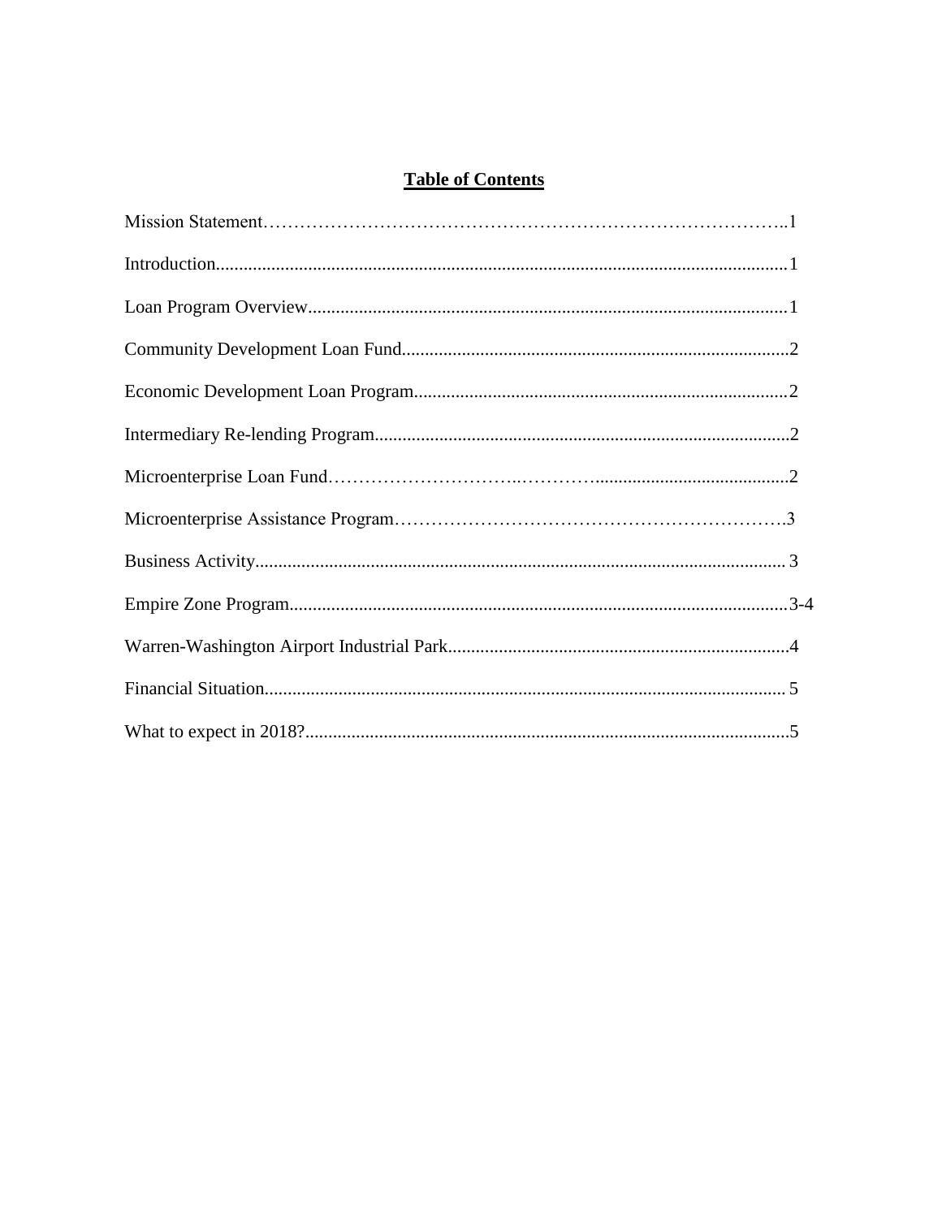**Table of Contents**

Mission Statement……………………………………………………………………………..1

Introduction..........................................................................................................................1

Loan Program Overview......................................................................................................1

Community Development Loan Fund..................................................................................2

Economic Development Loan Program................................................................................2

Intermediary Re-lending Program........................................................................................2

Microenterprise Loan Fund…………………………..…………........................................2

Microenterprise Assistance Program……………………………………………………….3

Business Activity................................................................................................................. 3

Empire Zone Program..........................................................................................................3-4

Warren-Washington Airport Industrial Park........................................................................4

Financial Situation............................................................................................................... 5

What to expect in 2018?.......................................................................................................5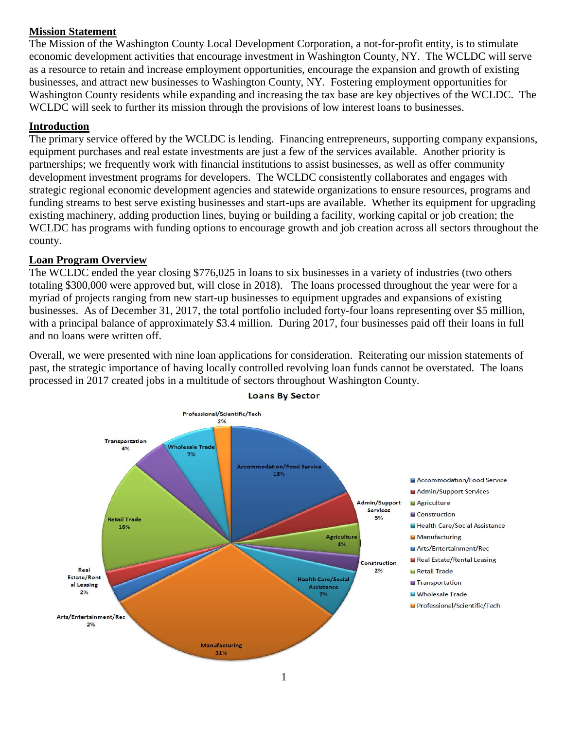## Mission Statement

The Mission of the Washington County Local Development Corporation, a not-for-profit entity, is to stimulate economic development activities that encourage investment in Washington County, NY. The WCLDC will serve as a resource to retain and increase employment opportunities, encourage the expansion and growth of existing businesses, and attract new businesses to Washington County, NY. Fostering employment opportunities for Washington County residents while expanding and increasing the tax base are key objectives of the WCLDC. The WCLDC will seek to further its mission through the provisions of low interest loans to businesses.

## Introduction

The primary service offered by the WCLDC is lending. Financing entrepreneurs, supporting company expansions, equipment purchases and real estate investments are just a few of the services available. Another priority is partnerships; we frequently work with financial institutions to assist businesses, as well as offer community development investment programs for developers. The WCLDC consistently collaborates and engages with strategic regional economic development agencies and statewide organizations to ensure resources, programs and funding streams to best serve existing businesses and start-ups are available. Whether its equipment for upgrading existing machinery, adding production lines, buying or building a facility, working capital or job creation; the WCLDC has programs with funding options to encourage growth and job creation across all sectors throughout the county.

## Loan Program Overview

The WCLDC ended the year closing $776,025 in loans to six businesses in a variety of industries (two others totaling $300,000 were approved but, will close in 2018). The loans processed throughout the year were for a myriad of projects ranging from new start-up businesses to equipment upgrades and expansions of existing businesses. As of December 31, 2017, the total portfolio included forty-four loans representing over $5 million, with a principal balance of approximately $3.4 million. During 2017, four businesses paid off their loans in full and no loans were written off.

Overall, we were presented with nine loan applications for consideration. Reiterating our mission statements of past, the strategic importance of having locally controlled revolving loan funds cannot be overstated. The loans processed in 2017 created jobs in a multitude of sectors throughout Washington County.

**Loans By Sector**

| Sector | Share |
|---|---|
| Accommodation/Food Service | 18% |
| Admin/Support Services | 5% |
| Agriculture | 4% |
| Construction | 2% |
| Health Care/Social Assistance | 7% |
| Manufacturing | 31% |
| Arts/Entertainment/Rec | 2% |
| Real Estate/Rental Leasing | 2% |
| Retail Trade | 16% |
| Transportation | 4% |
| Wholesale Trade | 7% |
| Professional/Scientific/Tech | 2% |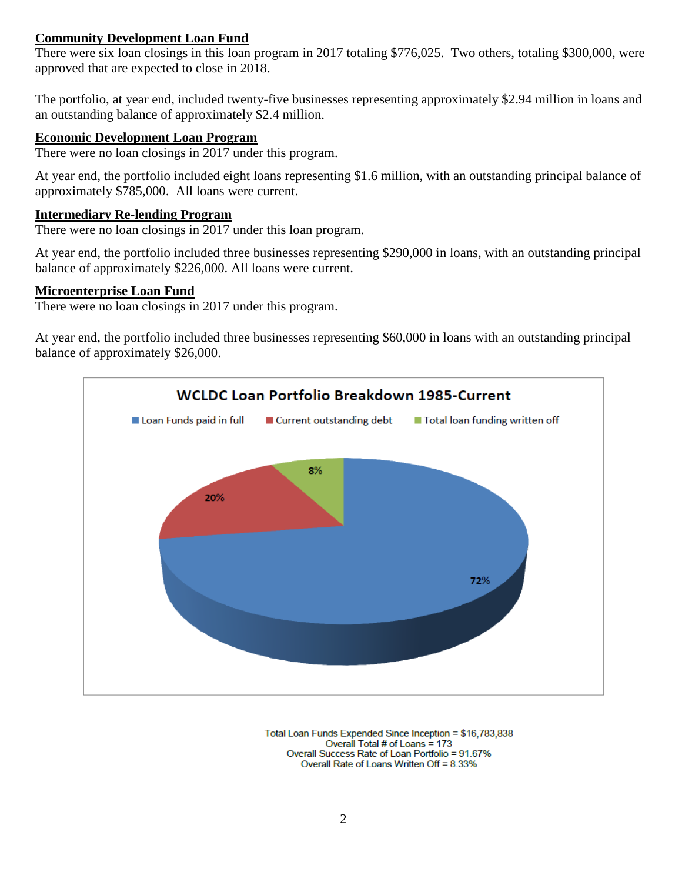## Community Development Loan Fund

There were six loan closings in this loan program in 2017 totaling $776,025. Two others, totaling $300,000, were approved that are expected to close in 2018.

The portfolio, at year end, included twenty-five businesses representing approximately $2.94 million in loans and an outstanding balance of approximately $2.4 million.

## Economic Development Loan Program

There were no loan closings in 2017 under this program.

At year end, the portfolio included eight loans representing $1.6 million, with an outstanding principal balance of approximately $785,000. All loans were current.

## Intermediary Re-lending Program

There were no loan closings in 2017 under this loan program.

At year end, the portfolio included three businesses representing $290,000 in loans, with an outstanding principal balance of approximately $226,000. All loans were current.

## Microenterprise Loan Fund

There were no loan closings in 2017 under this program.

At year end, the portfolio included three businesses representing $60,000 in loans with an outstanding principal balance of approximately $26,000.

**WCLDC Loan Portfolio Breakdown 1985-Current**

| Category | Percentage |
| --- | --- |
| Loan Funds paid in full | 72% |
| Current outstanding debt | 20% |
| Total loan funding written off | 8% |

Total Loan Funds Expended Since Inception = $16,783,838
Overall Total # of Loans = 173
Overall Success Rate of Loan Portfolio = 91.67%
Overall Rate of Loans Written Off = 8.33%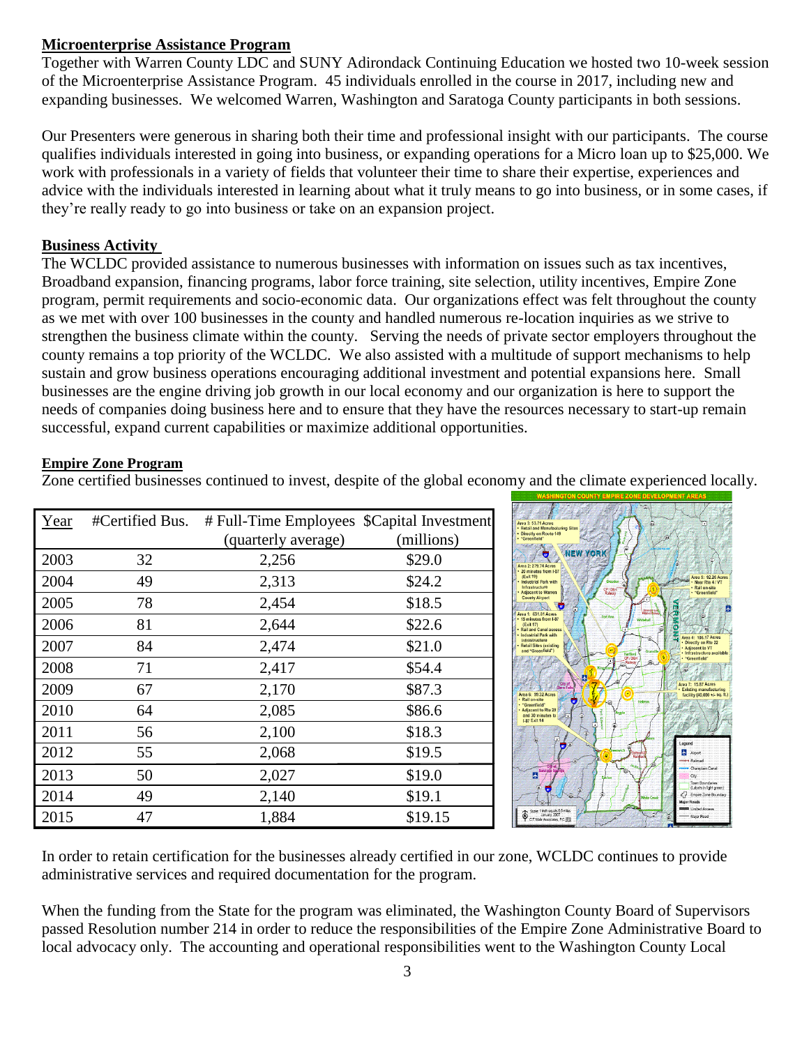## Microenterprise Assistance Program

Together with Warren County LDC and SUNY Adirondack Continuing Education we hosted two 10-week session of the Microenterprise Assistance Program. 45 individuals enrolled in the course in 2017, including new and expanding businesses. We welcomed Warren, Washington and Saratoga County participants in both sessions.

Our Presenters were generous in sharing both their time and professional insight with our participants. The course qualifies individuals interested in going into business, or expanding operations for a Micro loan up to $25,000. We work with professionals in a variety of fields that volunteer their time to share their expertise, experiences and advice with the individuals interested in learning about what it truly means to go into business, or in some cases, if they're really ready to go into business or take on an expansion project.

## Business Activity

The WCLDC provided assistance to numerous businesses with information on issues such as tax incentives, Broadband expansion, financing programs, labor force training, site selection, utility incentives, Empire Zone program, permit requirements and socio-economic data. Our organizations effect was felt throughout the county as we met with over 100 businesses in the county and handled numerous re-location inquiries as we strive to strengthen the business climate within the county. Serving the needs of private sector employers throughout the county remains a top priority of the WCLDC. We also assisted with a multitude of support mechanisms to help sustain and grow business operations encouraging additional investment and potential expansions here. Small businesses are the engine driving job growth in our local economy and our organization is here to support the needs of companies doing business here and to ensure that they have the resources necessary to start-up remain successful, expand current capabilities or maximize additional opportunities.

## Empire Zone Program

Zone certified businesses continued to invest, despite of the global economy and the climate experienced locally.

| Year | #Certified Bus. | # Full-Time Employees (quarterly average) | $Capital Investment (millions) |
|---|---|---|---|
| 2003 | 32 | 2,256 | $29.0 |
| 2004 | 49 | 2,313 | $24.2 |
| 2005 | 78 | 2,454 | $18.5 |
| 2006 | 81 | 2,644 | $22.6 |
| 2007 | 84 | 2,474 | $21.0 |
| 2008 | 71 | 2,417 | $54.4 |
| 2009 | 67 | 2,170 | $87.3 |
| 2010 | 64 | 2,085 | $86.6 |
| 2011 | 56 | 2,100 | $18.3 |
| 2012 | 55 | 2,068 | $19.5 |
| 2013 | 50 | 2,027 | $19.0 |
| 2014 | 49 | 2,140 | $19.1 |
| 2015 | 47 | 1,884 | $19.15 |

In order to retain certification for the businesses already certified in our zone, WCLDC continues to provide administrative services and required documentation for the program.

When the funding from the State for the program was eliminated, the Washington County Board of Supervisors passed Resolution number 214 in order to reduce the responsibilities of the Empire Zone Administrative Board to local advocacy only. The accounting and operational responsibilities went to the Washington County Local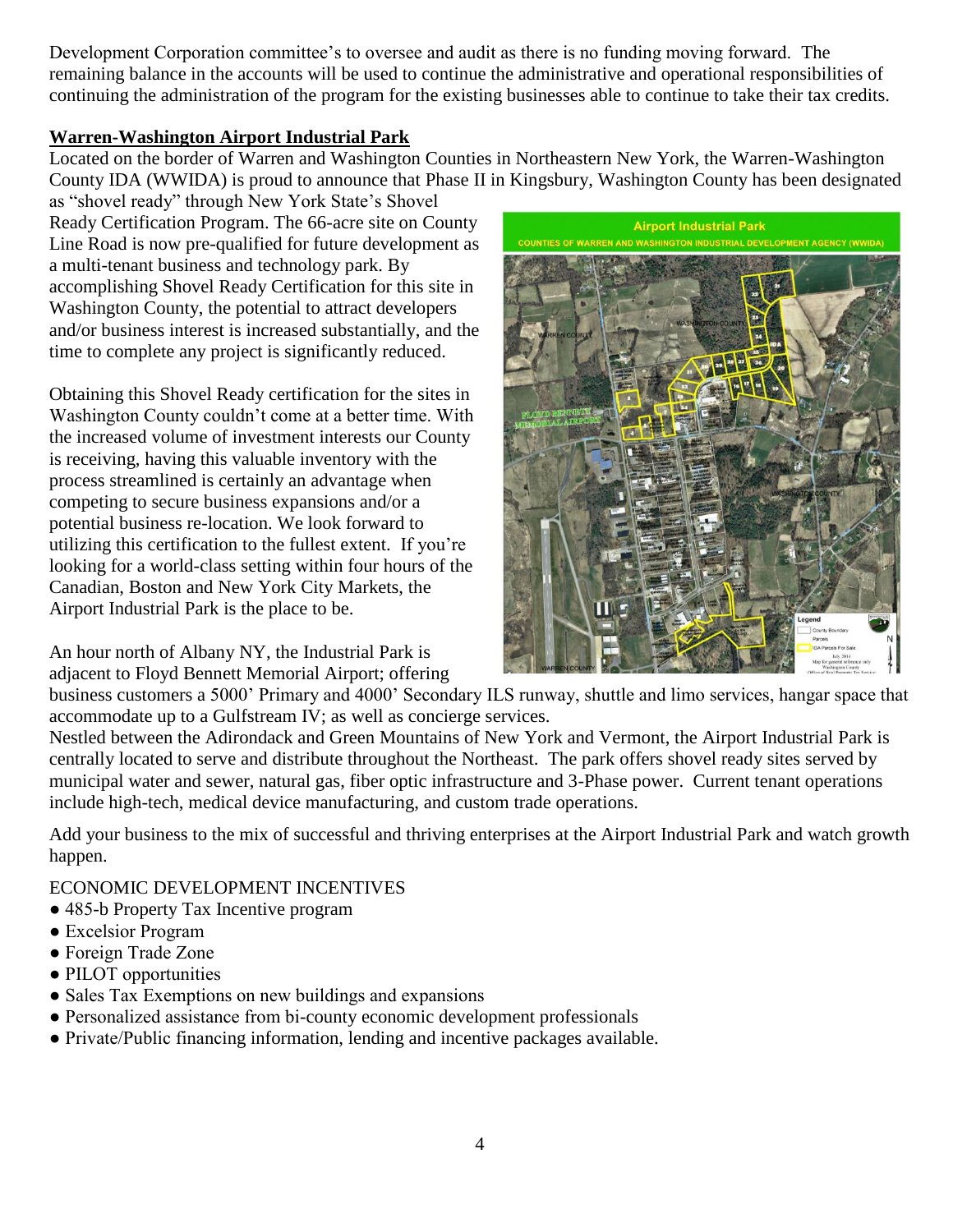Development Corporation committee's to oversee and audit as there is no funding moving forward. The remaining balance in the accounts will be used to continue the administrative and operational responsibilities of continuing the administration of the program for the existing businesses able to continue to take their tax credits.

## Warren-Washington Airport Industrial Park

Located on the border of Warren and Washington Counties in Northeastern New York, the Warren-Washington County IDA (WWIDA) is proud to announce that Phase II in Kingsbury, Washington County has been designated as "shovel ready" through New York State's Shovel Ready Certification Program. The 66-acre site on County Line Road is now pre-qualified for future development as a multi-tenant business and technology park. By accomplishing Shovel Ready Certification for this site in Washington County, the potential to attract developers and/or business interest is increased substantially, and the time to complete any project is significantly reduced.

Obtaining this Shovel Ready certification for the sites in Washington County couldn't come at a better time. With the increased volume of investment interests our County is receiving, having this valuable inventory with the process streamlined is certainly an advantage when competing to secure business expansions and/or a potential business re-location. We look forward to utilizing this certification to the fullest extent. If you're looking for a world-class setting within four hours of the Canadian, Boston and New York City Markets, the Airport Industrial Park is the place to be.

An hour north of Albany NY, the Industrial Park is adjacent to Floyd Bennett Memorial Airport; offering business customers a 5000' Primary and 4000' Secondary ILS runway, shuttle and limo services, hangar space that accommodate up to a Gulfstream IV; as well as concierge services.

Nestled between the Adirondack and Green Mountains of New York and Vermont, the Airport Industrial Park is centrally located to serve and distribute throughout the Northeast. The park offers shovel ready sites served by municipal water and sewer, natural gas, fiber optic infrastructure and 3-Phase power. Current tenant operations include high-tech, medical device manufacturing, and custom trade operations.

Add your business to the mix of successful and thriving enterprises at the Airport Industrial Park and watch growth happen.

ECONOMIC DEVELOPMENT INCENTIVES

- 485-b Property Tax Incentive program
- Excelsior Program
- Foreign Trade Zone
- PILOT opportunities
- Sales Tax Exemptions on new buildings and expansions
- Personalized assistance from bi-county economic development professionals
- Private/Public financing information, lending and incentive packages available.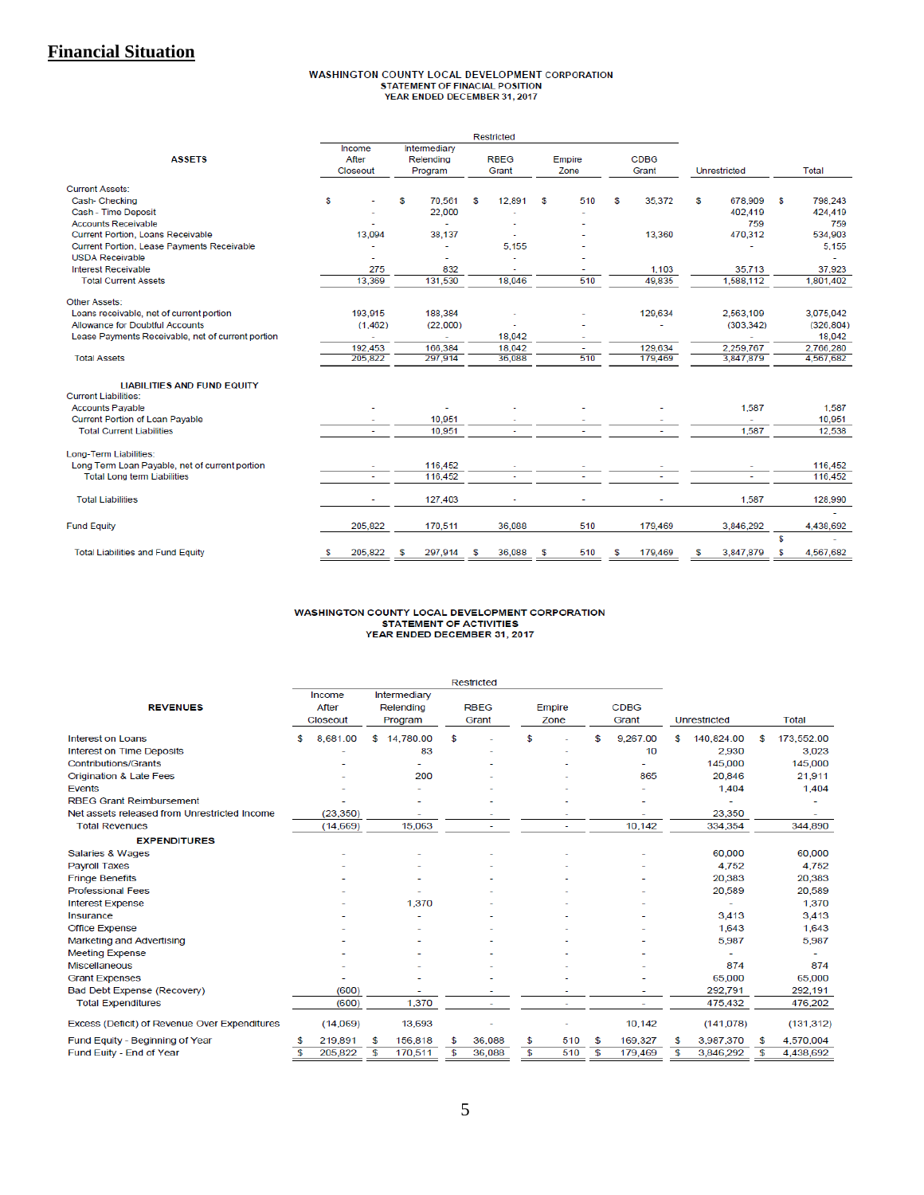## Financial Situation

WASHINGTON COUNTY LOCAL DEVELOPMENT CORPORATION
STATEMENT OF FINACIAL POSITION
YEAR ENDED DECEMBER 31, 2017

| ASSETS | Restricted | | | | | | |
|---|---|---|---|---|---|---|---|
| | Income After Closeout | Intermediary Relending Program | RBEG Grant | Empire Zone | CDBG Grant | Unrestricted | Total |
| Current Assets: | | | | | | | |
| Cash- Checking | $ - | $ 70,561 | $ 12,891 | $ 510 | $ 35,372 | $ 678,909 | $ 798,243 |
| Cash - Time Deposit | - | 22,000 | - | - | | 402,419 | 424,419 |
| Accounts Receivable | | - | - | - | | 759 | 759 |
| Current Portion, Loans Receivable | 13,094 | 38,137 | - | - | 13,360 | 470,312 | 534,903 |
| Current Portion, Lease Payments Receivable | - | - | 5,155 | - | | - | 5,155 |
| USDA Receivable | - | - | - | - | | | - |
| Interest Receivable | 275 | 832 | - | - | 1,103 | 35,713 | 37,923 |
| Total Current Assets | 13,369 | 131,530 | 18,046 | 510 | 49,835 | 1,588,112 | 1,801,402 |
| Other Assets: | | | | | | | |
| Loans receivable, net of current portion | 193,915 | 188,384 | - | - | 129,634 | 2,563,109 | 3,075,042 |
| Allowance for Doubtful Accounts | (1,462) | (22,000) | - | - | - | (303,342) | (326,804) |
| Lease Payments Receivable, net of current portion | - | - | 18,042 | - | | - | 18,042 |
| | 192,453 | 166,384 | 18,042 | - | 129,634 | 2,259,767 | 2,766,280 |
| Total Assets | 205,822 | 297,914 | 36,088 | 510 | 179,469 | 3,847,879 | 4,567,682 |
| **LIABILITIES AND FUND EQUITY** | | | | | | | |
| Current Liabilities: | | | | | | | |
| Accounts Payable | - | - | - | - | - | 1,587 | 1,587 |
| Current Portion of Loan Payable | - | 10,951 | - | - | - | - | 10,951 |
| Total Current Liabilities | - | 10,951 | - | - | - | 1,587 | 12,538 |
| Long-Term Liabilities: | | | | | | | |
| Long Term Loan Payable, net of current portion | - | 116,452 | - | - | - | - | 116,452 |
| Total Long term Liabilities | - | 116,452 | - | - | - | - | 116,452 |
| Total Liabilities | - | 127,403 | - | - | - | 1,587 | 128,990 |
| Fund Equity | 205,822 | 170,511 | 36,088 | 510 | 179,469 | 3,846,292 | 4,438,692 |
| | | | | | | | $ - |
| Total Liabilities and Fund Equity | $ 205,822 | $ 297,914 | $ 36,088 | $ 510 | $ 179,469 | $ 3,847,879 | $ 4,567,682 |

WASHINGTON COUNTY LOCAL DEVELOPMENT CORPORATION
STATEMENT OF ACTIVITIES
YEAR ENDED DECEMBER 31, 2017

| REVENUES | Restricted | | | | | | |
|---|---|---|---|---|---|---|---|
| | Income After Closeout | Intermediary Relending Program | RBEG Grant | Empire Zone | CDBG Grant | Unrestricted | Total |
| Interest on Loans | $ 8,681.00 | $ 14,780.00 | $ - | $ - | $ 9,267.00 | $ 140,824.00 | $ 173,552.00 |
| Interest on Time Deposits | - | 83 | - | - | 10 | 2,930 | 3,023 |
| Contributions/Grants | - | - | - | - | - | 145,000 | 145,000 |
| Origination & Late Fees | - | 200 | - | - | 865 | 20,846 | 21,911 |
| Events | - | - | - | - | - | 1,404 | 1,404 |
| RBEG Grant Reimbursement | - | - | - | - | - | - | - |
| Net assets released from Unrestricted Income | (23,350) | - | - | - | - | 23,350 | - |
| Total Revenues | (14,669) | 15,063 | - | - | 10,142 | 334,354 | 344,890 |
| **EXPENDITURES** | | | | | | | |
| Salaries & Wages | - | - | - | - | - | 60,000 | 60,000 |
| Payroll Taxes | - | - | - | - | - | 4,752 | 4,752 |
| Fringe Benefits | - | - | - | - | - | 20,383 | 20,383 |
| Professional Fees | - | - | - | - | - | 20,589 | 20,589 |
| Interest Expense | - | 1,370 | - | - | - | - | 1,370 |
| Insurance | - | - | - | - | - | 3,413 | 3,413 |
| Office Expense | - | - | - | - | - | 1,643 | 1,643 |
| Marketing and Advertising | - | - | - | - | - | 5,987 | 5,987 |
| Meeting Expense | - | - | - | - | - | - | - |
| Miscellaneous | - | - | - | - | - | 874 | 874 |
| Grant Expenses | - | - | - | - | - | 65,000 | 65,000 |
| Bad Debt Expense (Recovery) | (600) | - | - | - | - | 292,791 | 292,191 |
| Total Expenditures | (600) | 1,370 | - | - | - | 475,432 | 476,202 |
| Excess (Deficit) of Revenue Over Expenditures | (14,069) | 13,693 | - | - | 10,142 | (141,078) | (131,312) |
| Fund Equity - Beginning of Year | $ 219,891 | $ 156,818 | $ 36,088 | $ 510 | $ 169,327 | $ 3,987,370 | $ 4,570,004 |
| Fund Euity - End of Year | $ 205,822 | $ 170,511 | $ 36,088 | $ 510 | $ 179,469 | $ 3,846,292 | $ 4,438,692 |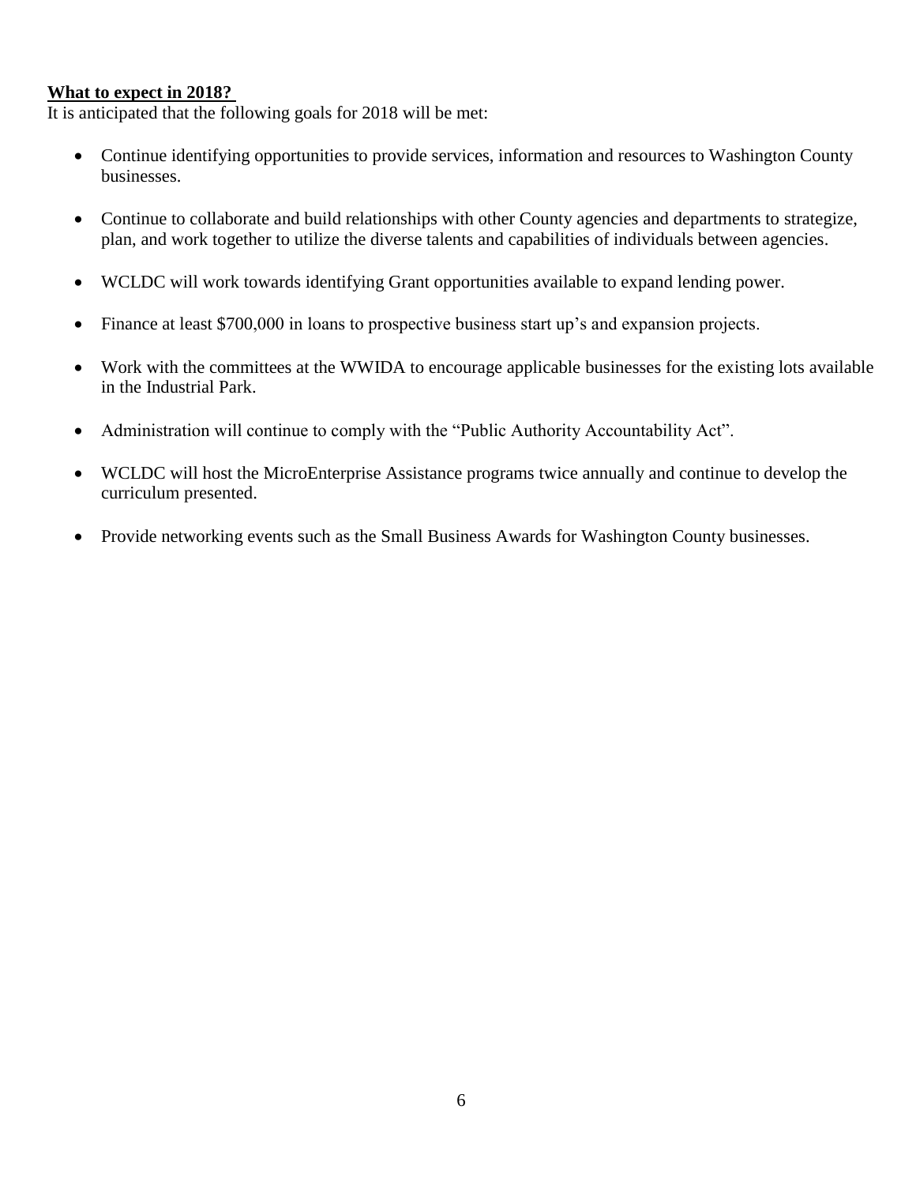**What to expect in 2018?**

It is anticipated that the following goals for 2018 will be met:

- Continue identifying opportunities to provide services, information and resources to Washington County businesses.
- Continue to collaborate and build relationships with other County agencies and departments to strategize, plan, and work together to utilize the diverse talents and capabilities of individuals between agencies.
- WCLDC will work towards identifying Grant opportunities available to expand lending power.
- Finance at least $700,000 in loans to prospective business start up's and expansion projects.
- Work with the committees at the WWIDA to encourage applicable businesses for the existing lots available in the Industrial Park.
- Administration will continue to comply with the "Public Authority Accountability Act".
- WCLDC will host the MicroEnterprise Assistance programs twice annually and continue to develop the curriculum presented.
- Provide networking events such as the Small Business Awards for Washington County businesses.